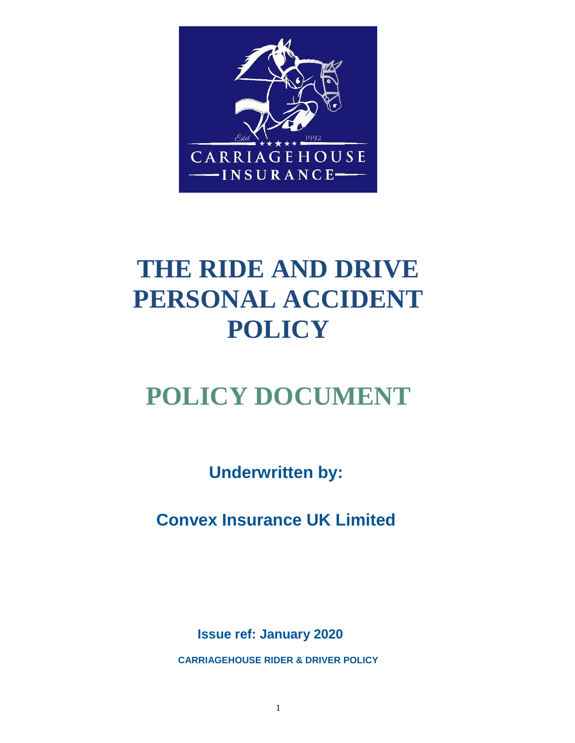# THE RIDE AND DRIVE PERSONAL ACCIDENT POLICY

## POLICY DOCUMENT

**Underwritten by:**

**Convex Insurance UK Limited**

**Issue ref: January 2020**

**CARRIAGEHOUSE RIDER & DRIVER POLICY**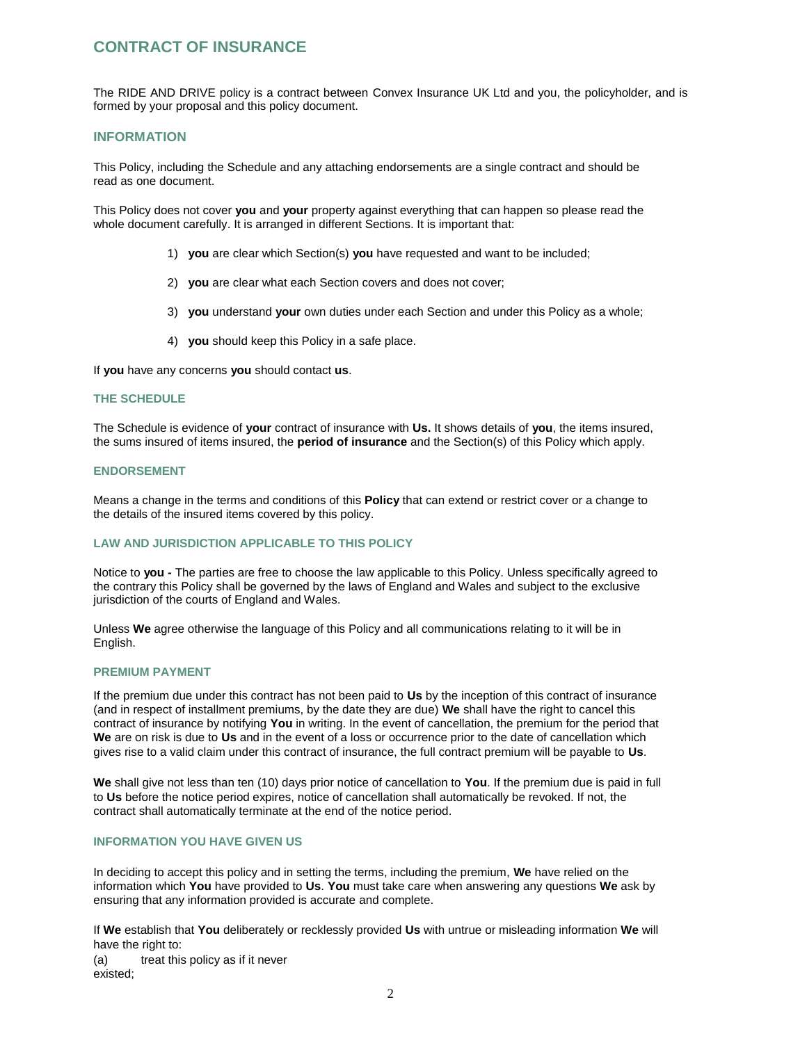# CONTRACT OF INSURANCE

The RIDE AND DRIVE policy is a contract between Convex Insurance UK Ltd and you, the policyholder, and is formed by your proposal and this policy document.

## INFORMATION

This Policy, including the Schedule and any attaching endorsements are a single contract and should be read as one document.

This Policy does not cover **you** and **your** property against everything that can happen so please read the whole document carefully. It is arranged in different Sections. It is important that:

1) **you** are clear which Section(s) **you** have requested and want to be included;

2) **you** are clear what each Section covers and does not cover;

3) **you** understand **your** own duties under each Section and under this Policy as a whole;

4) **you** should keep this Policy in a safe place.

If **you** have any concerns **you** should contact **us**.

### THE SCHEDULE

The Schedule is evidence of **your** contract of insurance with **Us.** It shows details of **you**, the items insured, the sums insured of items insured, the **period of insurance** and the Section(s) of this Policy which apply.

### ENDORSEMENT

Means a change in the terms and conditions of this **Policy** that can extend or restrict cover or a change to the details of the insured items covered by this policy.

### LAW AND JURISDICTION APPLICABLE TO THIS POLICY

Notice to **you -** The parties are free to choose the law applicable to this Policy. Unless specifically agreed to the contrary this Policy shall be governed by the laws of England and Wales and subject to the exclusive jurisdiction of the courts of England and Wales.

Unless **We** agree otherwise the language of this Policy and all communications relating to it will be in English.

### PREMIUM PAYMENT

If the premium due under this contract has not been paid to **Us** by the inception of this contract of insurance (and in respect of installment premiums, by the date they are due) **We** shall have the right to cancel this contract of insurance by notifying **You** in writing. In the event of cancellation, the premium for the period that **We** are on risk is due to **Us** and in the event of a loss or occurrence prior to the date of cancellation which gives rise to a valid claim under this contract of insurance, the full contract premium will be payable to **Us**.

**We** shall give not less than ten (10) days prior notice of cancellation to **You**. If the premium due is paid in full to **Us** before the notice period expires, notice of cancellation shall automatically be revoked. If not, the contract shall automatically terminate at the end of the notice period.

### INFORMATION YOU HAVE GIVEN US

In deciding to accept this policy and in setting the terms, including the premium, **We** have relied on the information which **You** have provided to **Us**. **You** must take care when answering any questions **We** ask by ensuring that any information provided is accurate and complete.

If **We** establish that **You** deliberately or recklessly provided **Us** with untrue or misleading information **We** will have the right to:

(a) treat this policy as if it never existed;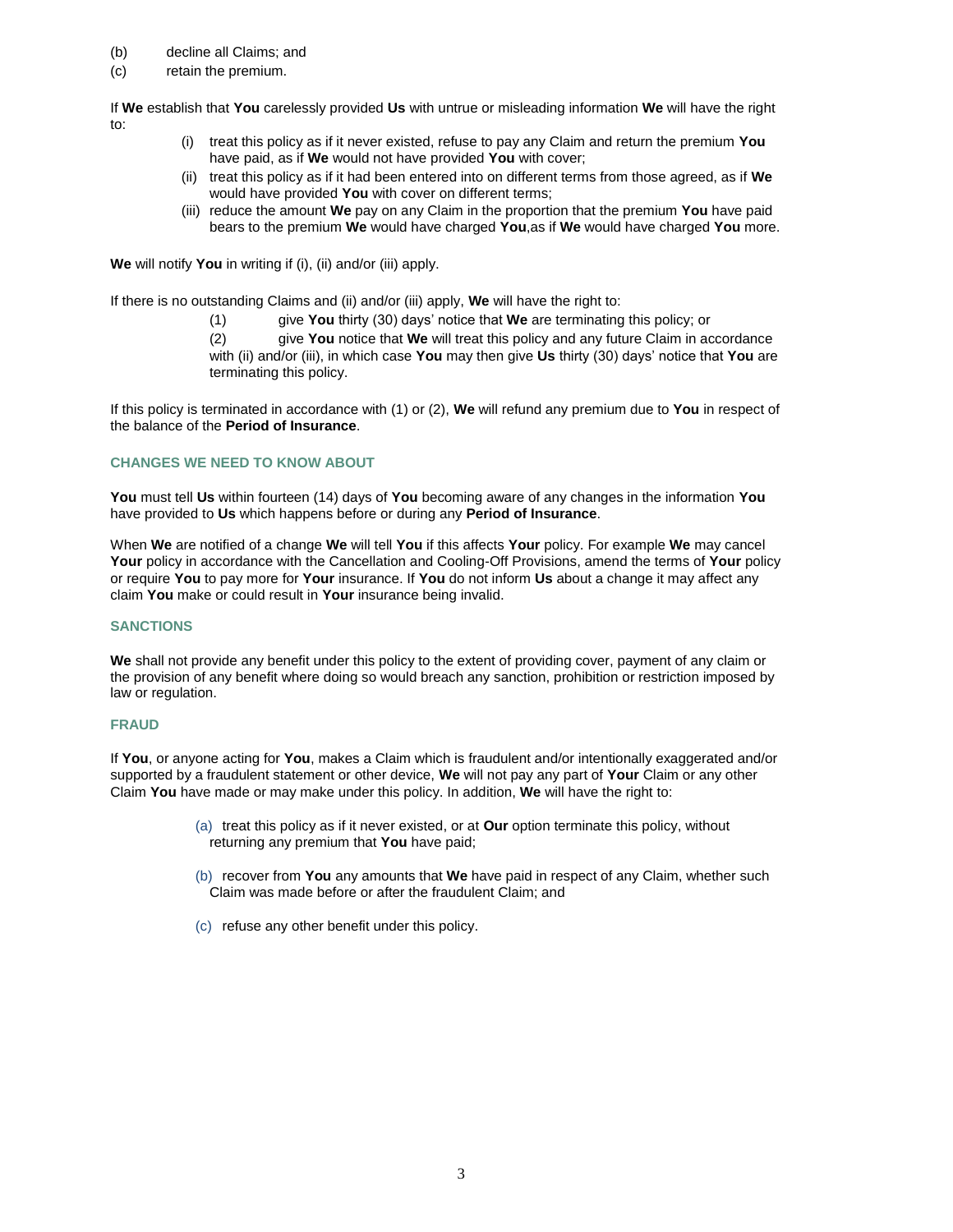(b) decline all Claims; and

(c) retain the premium.

If **We** establish that **You** carelessly provided **Us** with untrue or misleading information **We** will have the right to:

(i) treat this policy as if it never existed, refuse to pay any Claim and return the premium **You** have paid, as if **We** would not have provided **You** with cover;

(ii) treat this policy as if it had been entered into on different terms from those agreed, as if **We** would have provided **You** with cover on different terms;

(iii) reduce the amount **We** pay on any Claim in the proportion that the premium **You** have paid bears to the premium **We** would have charged **You**,as if **We** would have charged **You** more.

**We** will notify **You** in writing if (i), (ii) and/or (iii) apply.

If there is no outstanding Claims and (ii) and/or (iii) apply, **We** will have the right to:

(1) give **You** thirty (30) days' notice that **We** are terminating this policy; or

(2) give **You** notice that **We** will treat this policy and any future Claim in accordance with (ii) and/or (iii), in which case **You** may then give **Us** thirty (30) days' notice that **You** are terminating this policy.

If this policy is terminated in accordance with (1) or (2), **We** will refund any premium due to **You** in respect of the balance of the **Period of Insurance**.

### CHANGES WE NEED TO KNOW ABOUT

**You** must tell **Us** within fourteen (14) days of **You** becoming aware of any changes in the information **You** have provided to **Us** which happens before or during any **Period of Insurance**.

When **We** are notified of a change **We** will tell **You** if this affects **Your** policy. For example **We** may cancel **Your** policy in accordance with the Cancellation and Cooling-Off Provisions, amend the terms of **Your** policy or require **You** to pay more for **Your** insurance. If **You** do not inform **Us** about a change it may affect any claim **You** make or could result in **Your** insurance being invalid.

### SANCTIONS

**We** shall not provide any benefit under this policy to the extent of providing cover, payment of any claim or the provision of any benefit where doing so would breach any sanction, prohibition or restriction imposed by law or regulation.

### FRAUD

If **You**, or anyone acting for **You**, makes a Claim which is fraudulent and/or intentionally exaggerated and/or supported by a fraudulent statement or other device, **We** will not pay any part of **Your** Claim or any other Claim **You** have made or may make under this policy. In addition, **We** will have the right to:

(a) treat this policy as if it never existed, or at **Our** option terminate this policy, without returning any premium that **You** have paid;

(b) recover from **You** any amounts that **We** have paid in respect of any Claim, whether such Claim was made before or after the fraudulent Claim; and

(c) refuse any other benefit under this policy.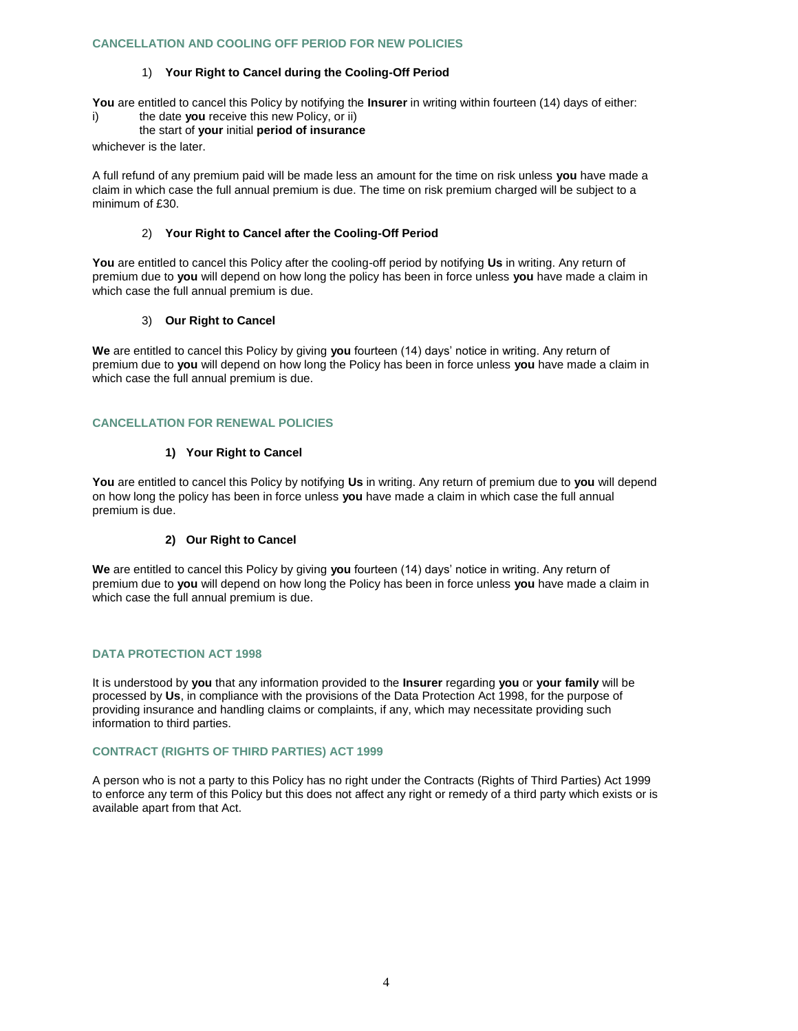## CANCELLATION AND COOLING OFF PERIOD FOR NEW POLICIES

### 1) Your Right to Cancel during the Cooling-Off Period

**You** are entitled to cancel this Policy by notifying the **Insurer** in writing within fourteen (14) days of either:

i) the date **you** receive this new Policy, or ii)
the start of **your** initial **period of insurance**

whichever is the later.

A full refund of any premium paid will be made less an amount for the time on risk unless **you** have made a claim in which case the full annual premium is due. The time on risk premium charged will be subject to a minimum of £30.

### 2) Your Right to Cancel after the Cooling-Off Period

**You** are entitled to cancel this Policy after the cooling-off period by notifying **Us** in writing. Any return of premium due to **you** will depend on how long the policy has been in force unless **you** have made a claim in which case the full annual premium is due.

### 3) Our Right to Cancel

**We** are entitled to cancel this Policy by giving **you** fourteen (14) days' notice in writing. Any return of premium due to **you** will depend on how long the Policy has been in force unless **you** have made a claim in which case the full annual premium is due.

## CANCELLATION FOR RENEWAL POLICIES

### 1) Your Right to Cancel

**You** are entitled to cancel this Policy by notifying **Us** in writing. Any return of premium due to **you** will depend on how long the policy has been in force unless **you** have made a claim in which case the full annual premium is due.

### 2) Our Right to Cancel

**We** are entitled to cancel this Policy by giving **you** fourteen (14) days' notice in writing. Any return of premium due to **you** will depend on how long the Policy has been in force unless **you** have made a claim in which case the full annual premium is due.

## DATA PROTECTION ACT 1998

It is understood by **you** that any information provided to the **Insurer** regarding **you** or **your family** will be processed by **Us**, in compliance with the provisions of the Data Protection Act 1998, for the purpose of providing insurance and handling claims or complaints, if any, which may necessitate providing such information to third parties.

## CONTRACT (RIGHTS OF THIRD PARTIES) ACT 1999

A person who is not a party to this Policy has no right under the Contracts (Rights of Third Parties) Act 1999 to enforce any term of this Policy but this does not affect any right or remedy of a third party which exists or is available apart from that Act.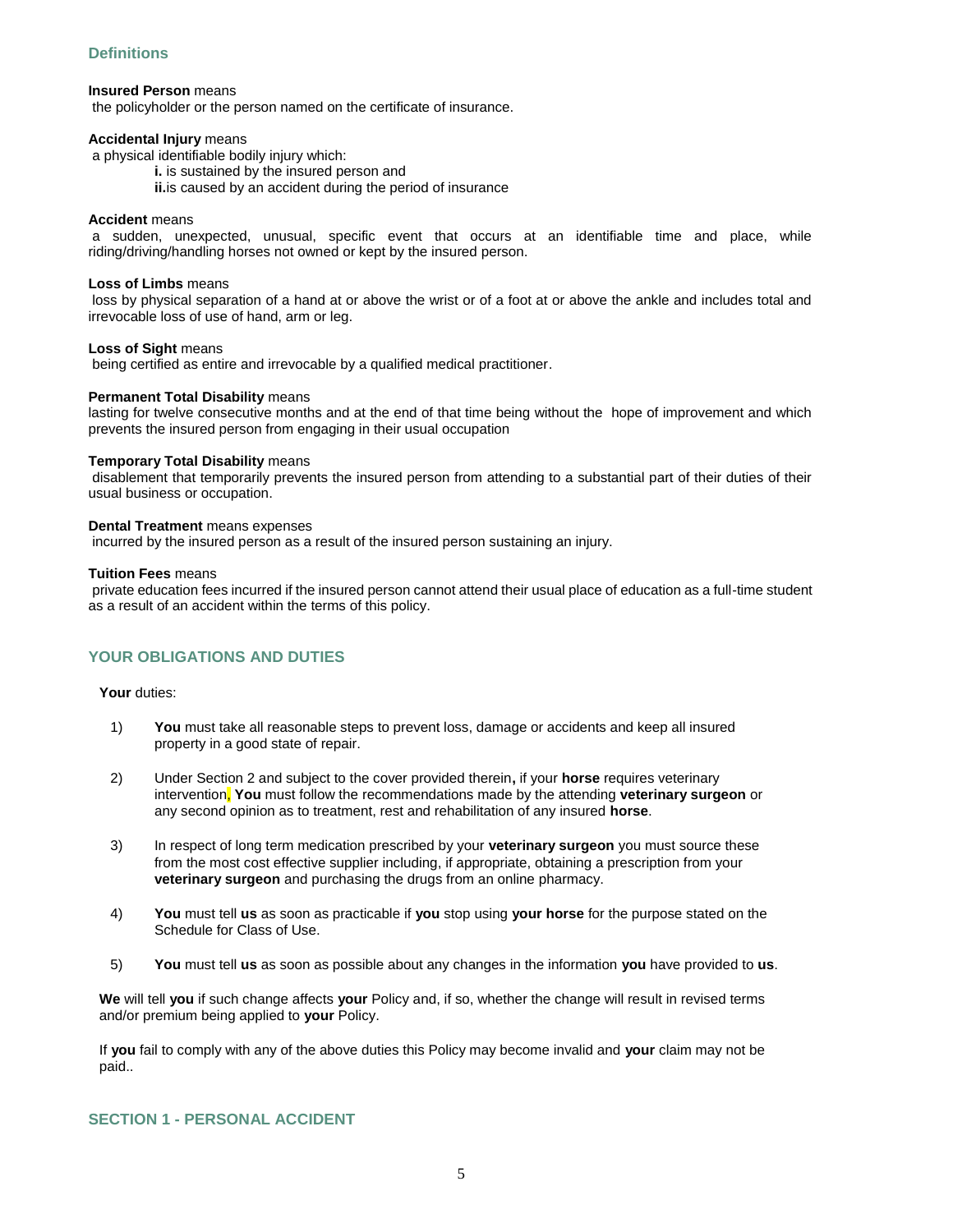## Definitions

**Insured Person** means
the policyholder or the person named on the certificate of insurance.

**Accidental Injury** means
a physical identifiable bodily injury which:

- **i.** is sustained by the insured person and
- **ii.** is caused by an accident during the period of insurance

**Accident** means
a sudden, unexpected, unusual, specific event that occurs at an identifiable time and place, while riding/driving/handling horses not owned or kept by the insured person.

**Loss of Limbs** means
loss by physical separation of a hand at or above the wrist or of a foot at or above the ankle and includes total and irrevocable loss of use of hand, arm or leg.

**Loss of Sight** means
being certified as entire and irrevocable by a qualified medical practitioner.

**Permanent Total Disability** means
lasting for twelve consecutive months and at the end of that time being without the hope of improvement and which prevents the insured person from engaging in their usual occupation

**Temporary Total Disability** means
disablement that temporarily prevents the insured person from attending to a substantial part of their duties of their usual business or occupation.

**Dental Treatment** means expenses
incurred by the insured person as a result of the insured person sustaining an injury.

**Tuition Fees** means
private education fees incurred if the insured person cannot attend their usual place of education as a full-time student as a result of an accident within the terms of this policy.

## YOUR OBLIGATIONS AND DUTIES

**Your** duties:

1) **You** must take all reasonable steps to prevent loss, damage or accidents and keep all insured property in a good state of repair.

2) Under Section 2 and subject to the cover provided therein**,** if your **horse** requires veterinary intervention**,** **You** must follow the recommendations made by the attending **veterinary surgeon** or any second opinion as to treatment, rest and rehabilitation of any insured **horse**.

3) In respect of long term medication prescribed by your **veterinary surgeon** you must source these from the most cost effective supplier including, if appropriate, obtaining a prescription from your **veterinary surgeon** and purchasing the drugs from an online pharmacy.

4) **You** must tell **us** as soon as practicable if **you** stop using **your horse** for the purpose stated on the Schedule for Class of Use.

5) **You** must tell **us** as soon as possible about any changes in the information **you** have provided to **us**.

**We** will tell **you** if such change affects **your** Policy and, if so, whether the change will result in revised terms and/or premium being applied to **your** Policy.

If **you** fail to comply with any of the above duties this Policy may become invalid and **your** claim may not be paid..

## SECTION 1 - PERSONAL ACCIDENT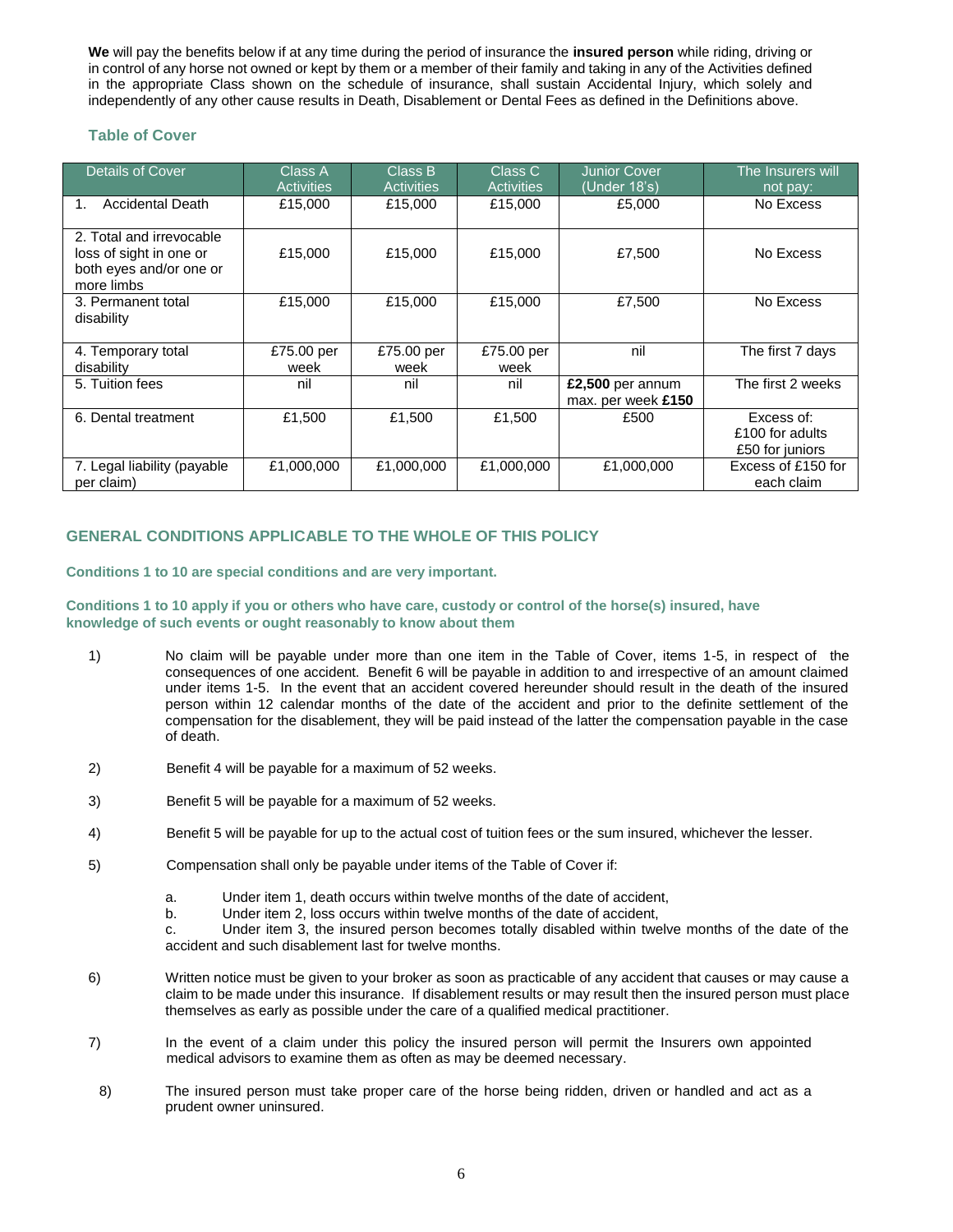**We** will pay the benefits below if at any time during the period of insurance the **insured person** while riding, driving or in control of any horse not owned or kept by them or a member of their family and taking in any of the Activities defined in the appropriate Class shown on the schedule of insurance, shall sustain Accidental Injury, which solely and independently of any other cause results in Death, Disablement or Dental Fees as defined in the Definitions above.

### Table of Cover

| Details of Cover | Class A Activities | Class B Activities | Class C Activities | Junior Cover (Under 18's) | The Insurers will not pay: |
|---|---|---|---|---|---|
| 1. Accidental Death | £15,000 | £15,000 | £15,000 | £5,000 | No Excess |
| 2. Total and irrevocable loss of sight in one or both eyes and/or one or more limbs | £15,000 | £15,000 | £15,000 | £7,500 | No Excess |
| 3. Permanent total disability | £15,000 | £15,000 | £15,000 | £7,500 | No Excess |
| 4. Temporary total disability | £75.00 per week | £75.00 per week | £75.00 per week | nil | The first 7 days |
| 5. Tuition fees | nil | nil | nil | **£2,500** per annum max. per week **£150** | The first 2 weeks |
| 6. Dental treatment | £1,500 | £1,500 | £1,500 | £500 | Excess of: £100 for adults £50 for juniors |
| 7. Legal liability (payable per claim) | £1,000,000 | £1,000,000 | £1,000,000 | £1,000,000 | Excess of £150 for each claim |

## GENERAL CONDITIONS APPLICABLE TO THE WHOLE OF THIS POLICY

**Conditions 1 to 10 are special conditions and are very important.**

**Conditions 1 to 10 apply if you or others who have care, custody or control of the horse(s) insured, have knowledge of such events or ought reasonably to know about them**

1) No claim will be payable under more than one item in the Table of Cover, items 1-5, in respect of the consequences of one accident. Benefit 6 will be payable in addition to and irrespective of an amount claimed under items 1-5. In the event that an accident covered hereunder should result in the death of the insured person within 12 calendar months of the date of the accident and prior to the definite settlement of the compensation for the disablement, they will be paid instead of the latter the compensation payable in the case of death.

2) Benefit 4 will be payable for a maximum of 52 weeks.

3) Benefit 5 will be payable for a maximum of 52 weeks.

4) Benefit 5 will be payable for up to the actual cost of tuition fees or the sum insured, whichever the lesser.

5) Compensation shall only be payable under items of the Table of Cover if:

   a. Under item 1, death occurs within twelve months of the date of accident,
   b. Under item 2, loss occurs within twelve months of the date of accident,
   c. Under item 3, the insured person becomes totally disabled within twelve months of the date of the accident and such disablement last for twelve months.

6) Written notice must be given to your broker as soon as practicable of any accident that causes or may cause a claim to be made under this insurance. If disablement results or may result then the insured person must place themselves as early as possible under the care of a qualified medical practitioner.

7) In the event of a claim under this policy the insured person will permit the Insurers own appointed medical advisors to examine them as often as may be deemed necessary.

8) The insured person must take proper care of the horse being ridden, driven or handled and act as a prudent owner uninsured.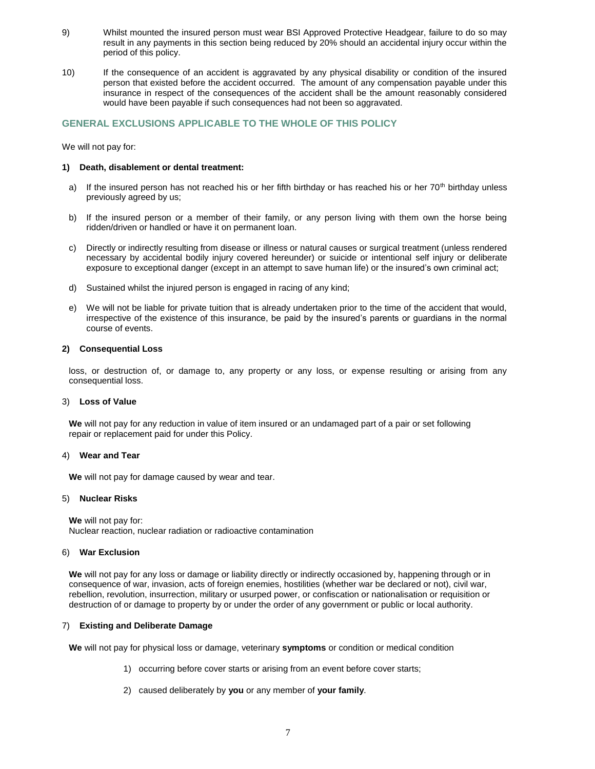9) Whilst mounted the insured person must wear BSI Approved Protective Headgear, failure to do so may result in any payments in this section being reduced by 20% should an accidental injury occur within the period of this policy.

10) If the consequence of an accident is aggravated by any physical disability or condition of the insured person that existed before the accident occurred. The amount of any compensation payable under this insurance in respect of the consequences of the accident shall be the amount reasonably considered would have been payable if such consequences had not been so aggravated.

## GENERAL EXCLUSIONS APPLICABLE TO THE WHOLE OF THIS POLICY

We will not pay for:

**1) Death, disablement or dental treatment:**

a) If the insured person has not reached his or her fifth birthday or has reached his or her 70th birthday unless previously agreed by us;

b) If the insured person or a member of their family, or any person living with them own the horse being ridden/driven or handled or have it on permanent loan.

c) Directly or indirectly resulting from disease or illness or natural causes or surgical treatment (unless rendered necessary by accidental bodily injury covered hereunder) or suicide or intentional self injury or deliberate exposure to exceptional danger (except in an attempt to save human life) or the insured's own criminal act;

d) Sustained whilst the injured person is engaged in racing of any kind;

e) We will not be liable for private tuition that is already undertaken prior to the time of the accident that would, irrespective of the existence of this insurance, be paid by the insured's parents or guardians in the normal course of events.

**2) Consequential Loss**

loss, or destruction of, or damage to, any property or any loss, or expense resulting or arising from any consequential loss.

3) **Loss of Value**

**We** will not pay for any reduction in value of item insured or an undamaged part of a pair or set following repair or replacement paid for under this Policy.

4) **Wear and Tear**

**We** will not pay for damage caused by wear and tear.

5) **Nuclear Risks**

**We** will not pay for:
Nuclear reaction, nuclear radiation or radioactive contamination

6) **War Exclusion**

**We** will not pay for any loss or damage or liability directly or indirectly occasioned by, happening through or in consequence of war, invasion, acts of foreign enemies, hostilities (whether war be declared or not), civil war, rebellion, revolution, insurrection, military or usurped power, or confiscation or nationalisation or requisition or destruction of or damage to property by or under the order of any government or public or local authority.

7) **Existing and Deliberate Damage**

**We** will not pay for physical loss or damage, veterinary **symptoms** or condition or medical condition

1) occurring before cover starts or arising from an event before cover starts;

2) caused deliberately by **you** or any member of **your family**.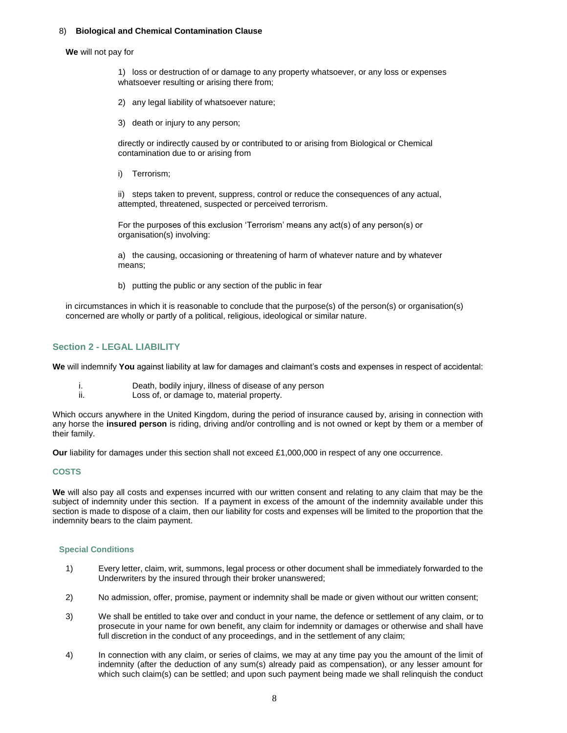8) **Biological and Chemical Contamination Clause**

**We** will not pay for

1) loss or destruction of or damage to any property whatsoever, or any loss or expenses whatsoever resulting or arising there from;

2) any legal liability of whatsoever nature;

3) death or injury to any person;

directly or indirectly caused by or contributed to or arising from Biological or Chemical contamination due to or arising from

i) Terrorism;

ii) steps taken to prevent, suppress, control or reduce the consequences of any actual, attempted, threatened, suspected or perceived terrorism.

For the purposes of this exclusion 'Terrorism' means any act(s) of any person(s) or organisation(s) involving:

a) the causing, occasioning or threatening of harm of whatever nature and by whatever means;

b) putting the public or any section of the public in fear

in circumstances in which it is reasonable to conclude that the purpose(s) of the person(s) or organisation(s) concerned are wholly or partly of a political, religious, ideological or similar nature.

## Section 2 - LEGAL LIABILITY

**We** will indemnify **You** against liability at law for damages and claimant's costs and expenses in respect of accidental:

i. Death, bodily injury, illness of disease of any person
ii. Loss of, or damage to, material property.

Which occurs anywhere in the United Kingdom, during the period of insurance caused by, arising in connection with any horse the **insured person** is riding, driving and/or controlling and is not owned or kept by them or a member of their family.

**Our** liability for damages under this section shall not exceed £1,000,000 in respect of any one occurrence.

### COSTS

**We** will also pay all costs and expenses incurred with our written consent and relating to any claim that may be the subject of indemnity under this section. If a payment in excess of the amount of the indemnity available under this section is made to dispose of a claim, then our liability for costs and expenses will be limited to the proportion that the indemnity bears to the claim payment.

### Special Conditions

1) Every letter, claim, writ, summons, legal process or other document shall be immediately forwarded to the Underwriters by the insured through their broker unanswered;

2) No admission, offer, promise, payment or indemnity shall be made or given without our written consent;

3) We shall be entitled to take over and conduct in your name, the defence or settlement of any claim, or to prosecute in your name for own benefit, any claim for indemnity or damages or otherwise and shall have full discretion in the conduct of any proceedings, and in the settlement of any claim;

4) In connection with any claim, or series of claims, we may at any time pay you the amount of the limit of indemnity (after the deduction of any sum(s) already paid as compensation), or any lesser amount for which such claim(s) can be settled; and upon such payment being made we shall relinquish the conduct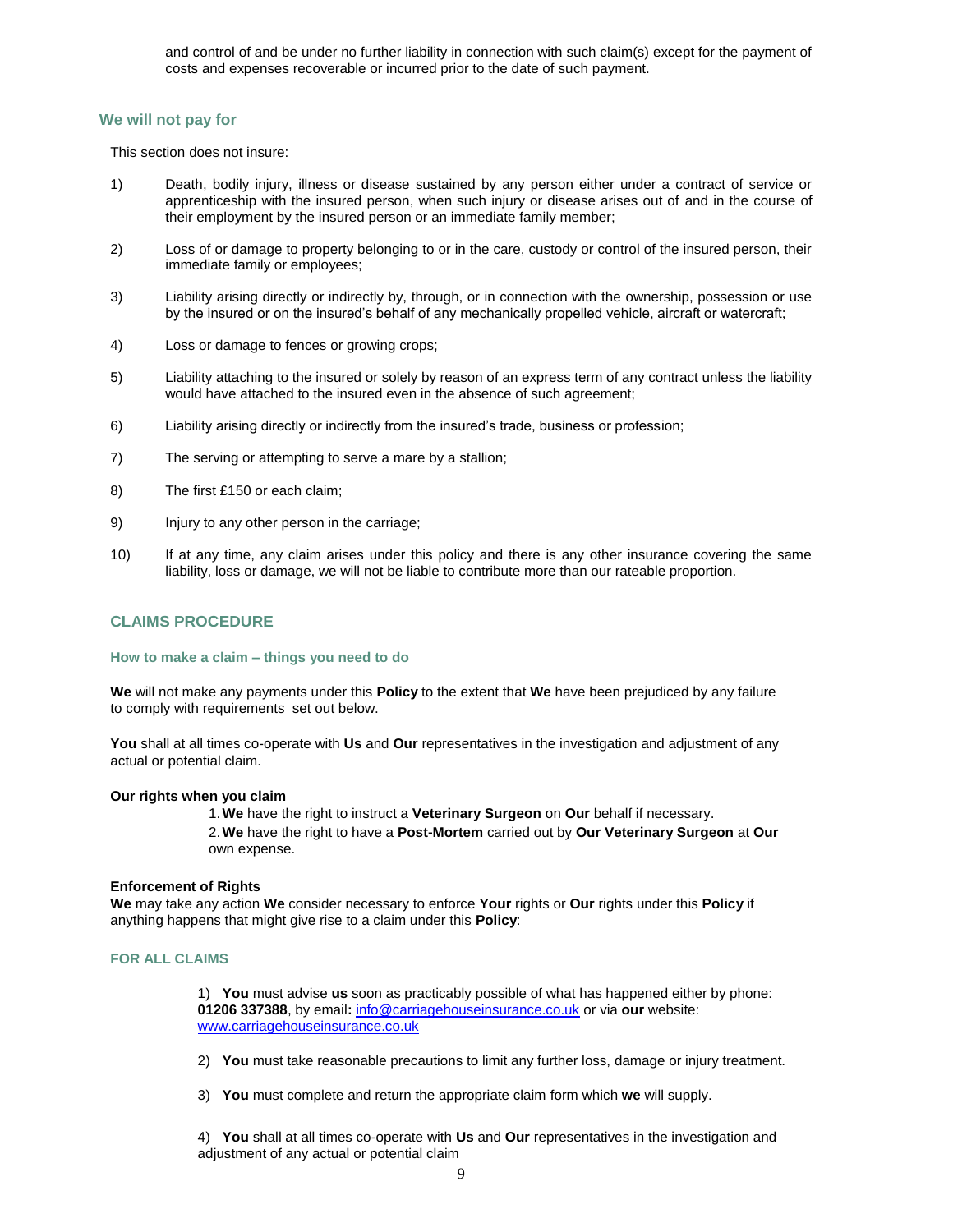and control of and be under no further liability in connection with such claim(s) except for the payment of costs and expenses recoverable or incurred prior to the date of such payment.

### We will not pay for

This section does not insure:

1) Death, bodily injury, illness or disease sustained by any person either under a contract of service or apprenticeship with the insured person, when such injury or disease arises out of and in the course of their employment by the insured person or an immediate family member;

2) Loss of or damage to property belonging to or in the care, custody or control of the insured person, their immediate family or employees;

3) Liability arising directly or indirectly by, through, or in connection with the ownership, possession or use by the insured or on the insured's behalf of any mechanically propelled vehicle, aircraft or watercraft;

4) Loss or damage to fences or growing crops;

5) Liability attaching to the insured or solely by reason of an express term of any contract unless the liability would have attached to the insured even in the absence of such agreement;

6) Liability arising directly or indirectly from the insured's trade, business or profession;

7) The serving or attempting to serve a mare by a stallion;

8) The first £150 or each claim;

9) Injury to any other person in the carriage;

10) If at any time, any claim arises under this policy and there is any other insurance covering the same liability, loss or damage, we will not be liable to contribute more than our rateable proportion.

## CLAIMS PROCEDURE

### How to make a claim – things you need to do

**We** will not make any payments under this **Policy** to the extent that **We** have been prejudiced by any failure to comply with requirements set out below.

**You** shall at all times co-operate with **Us** and **Our** representatives in the investigation and adjustment of any actual or potential claim.

**Our rights when you claim**

1. **We** have the right to instruct a **Veterinary Surgeon** on **Our** behalf if necessary.
2. **We** have the right to have a **Post-Mortem** carried out by **Our Veterinary Surgeon** at **Our** own expense.

**Enforcement of Rights**

**We** may take any action **We** consider necessary to enforce **Your** rights or **Our** rights under this **Policy** if anything happens that might give rise to a claim under this **Policy**:

### FOR ALL CLAIMS

1) **You** must advise **us** soon as practicably possible of what has happened either by phone: **01206 337388**, by email**:** info@carriagehouseinsurance.co.uk or via **our** website: www.carriagehouseinsurance.co.uk

2) **You** must take reasonable precautions to limit any further loss, damage or injury treatment.

3) **You** must complete and return the appropriate claim form which **we** will supply.

4) **You** shall at all times co-operate with **Us** and **Our** representatives in the investigation and adjustment of any actual or potential claim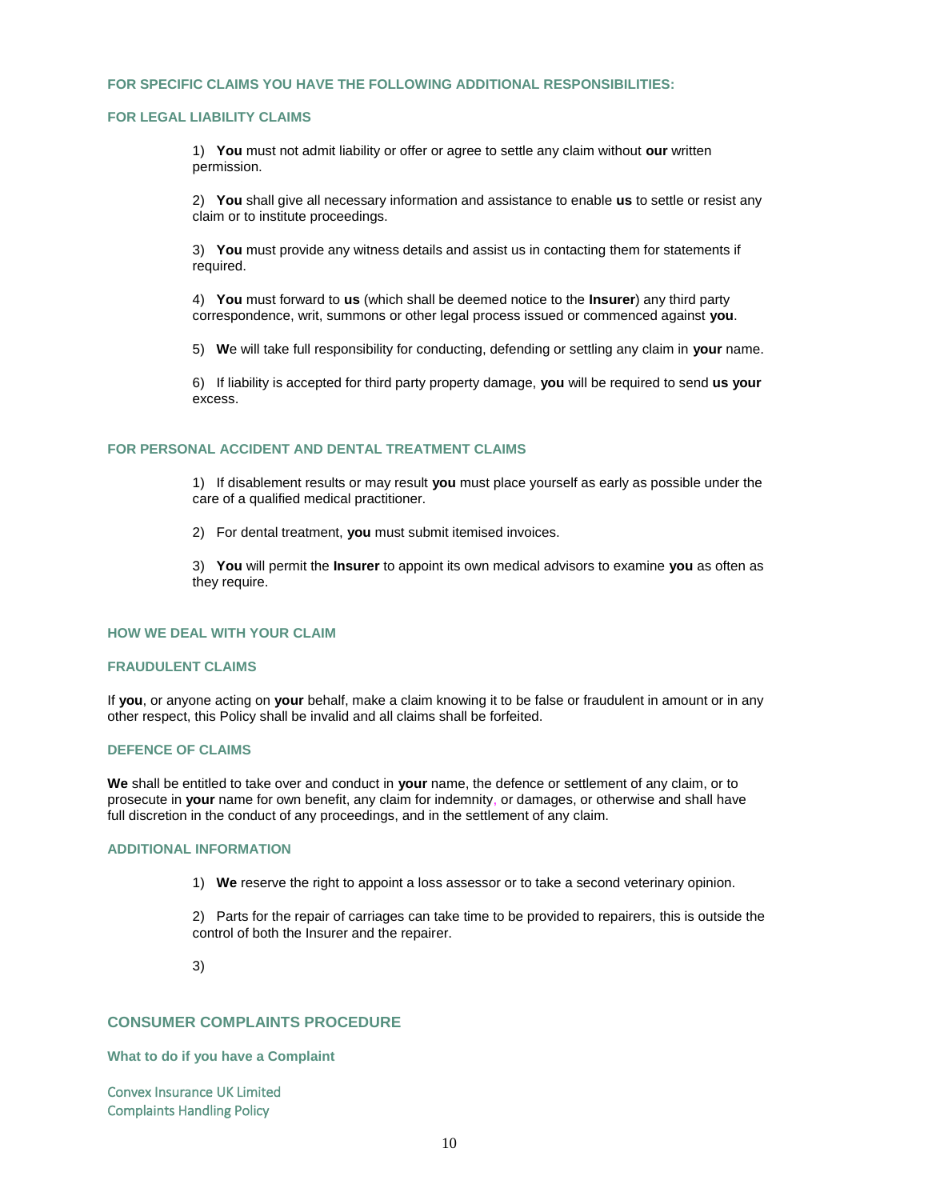### FOR SPECIFIC CLAIMS YOU HAVE THE FOLLOWING ADDITIONAL RESPONSIBILITIES:

### FOR LEGAL LIABILITY CLAIMS

1) **You** must not admit liability or offer or agree to settle any claim without **our** written permission.

2) **You** shall give all necessary information and assistance to enable **us** to settle or resist any claim or to institute proceedings.

3) **You** must provide any witness details and assist us in contacting them for statements if required.

4) **You** must forward to **us** (which shall be deemed notice to the **Insurer**) any third party correspondence, writ, summons or other legal process issued or commenced against **you**.

5) **W**e will take full responsibility for conducting, defending or settling any claim in **your** name.

6) If liability is accepted for third party property damage, **you** will be required to send **us your** excess.

### FOR PERSONAL ACCIDENT AND DENTAL TREATMENT CLAIMS

1) If disablement results or may result **you** must place yourself as early as possible under the care of a qualified medical practitioner.

2) For dental treatment, **you** must submit itemised invoices.

3) **You** will permit the **Insurer** to appoint its own medical advisors to examine **you** as often as they require.

### HOW WE DEAL WITH YOUR CLAIM

### FRAUDULENT CLAIMS

If **you**, or anyone acting on **your** behalf, make a claim knowing it to be false or fraudulent in amount or in any other respect, this Policy shall be invalid and all claims shall be forfeited.

### DEFENCE OF CLAIMS

**We** shall be entitled to take over and conduct in **your** name, the defence or settlement of any claim, or to prosecute in **your** name for own benefit, any claim for indemnity, or damages, or otherwise and shall have full discretion in the conduct of any proceedings, and in the settlement of any claim.

### ADDITIONAL INFORMATION

1) **We** reserve the right to appoint a loss assessor or to take a second veterinary opinion.

2) Parts for the repair of carriages can take time to be provided to repairers, this is outside the control of both the Insurer and the repairer.

3)

## CONSUMER COMPLAINTS PROCEDURE

### What to do if you have a Complaint

Convex Insurance UK Limited
Complaints Handling Policy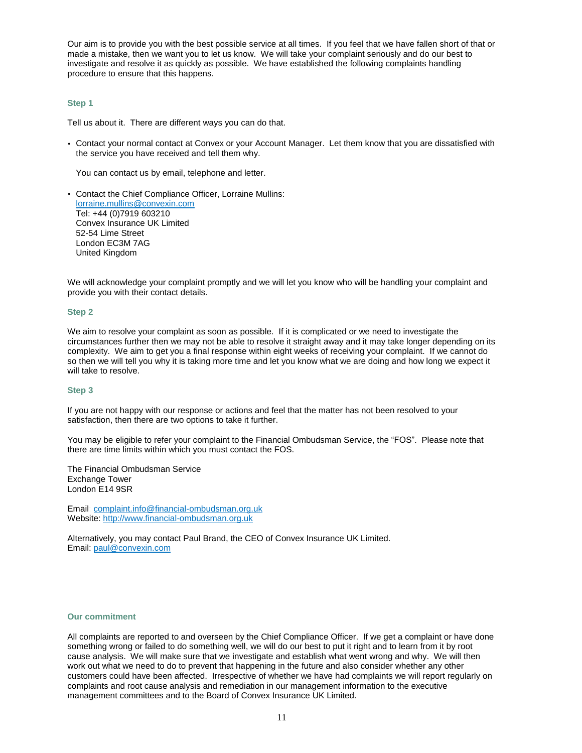Our aim is to provide you with the best possible service at all times. If you feel that we have fallen short of that or made a mistake, then we want you to let us know. We will take your complaint seriously and do our best to investigate and resolve it as quickly as possible. We have established the following complaints handling procedure to ensure that this happens.

### Step 1

Tell us about it. There are different ways you can do that.

- Contact your normal contact at Convex or your Account Manager. Let them know that you are dissatisfied with the service you have received and tell them why.

  You can contact us by email, telephone and letter.

- Contact the Chief Compliance Officer, Lorraine Mullins:
  lorraine.mullins@convexin.com
  Tel: +44 (0)7919 603210
  Convex Insurance UK Limited
  52-54 Lime Street
  London EC3M 7AG
  United Kingdom

We will acknowledge your complaint promptly and we will let you know who will be handling your complaint and provide you with their contact details.

### Step 2

We aim to resolve your complaint as soon as possible. If it is complicated or we need to investigate the circumstances further then we may not be able to resolve it straight away and it may take longer depending on its complexity. We aim to get you a final response within eight weeks of receiving your complaint. If we cannot do so then we will tell you why it is taking more time and let you know what we are doing and how long we expect it will take to resolve.

### Step 3

If you are not happy with our response or actions and feel that the matter has not been resolved to your satisfaction, then there are two options to take it further.

You may be eligible to refer your complaint to the Financial Ombudsman Service, the "FOS". Please note that there are time limits within which you must contact the FOS.

The Financial Ombudsman Service
Exchange Tower
London E14 9SR

Email complaint.info@financial-ombudsman.org.uk
Website: http://www.financial-ombudsman.org.uk

Alternatively, you may contact Paul Brand, the CEO of Convex Insurance UK Limited.
Email: paul@convexin.com

### Our commitment

All complaints are reported to and overseen by the Chief Compliance Officer. If we get a complaint or have done something wrong or failed to do something well, we will do our best to put it right and to learn from it by root cause analysis. We will make sure that we investigate and establish what went wrong and why. We will then work out what we need to do to prevent that happening in the future and also consider whether any other customers could have been affected. Irrespective of whether we have had complaints we will report regularly on complaints and root cause analysis and remediation in our management information to the executive management committees and to the Board of Convex Insurance UK Limited.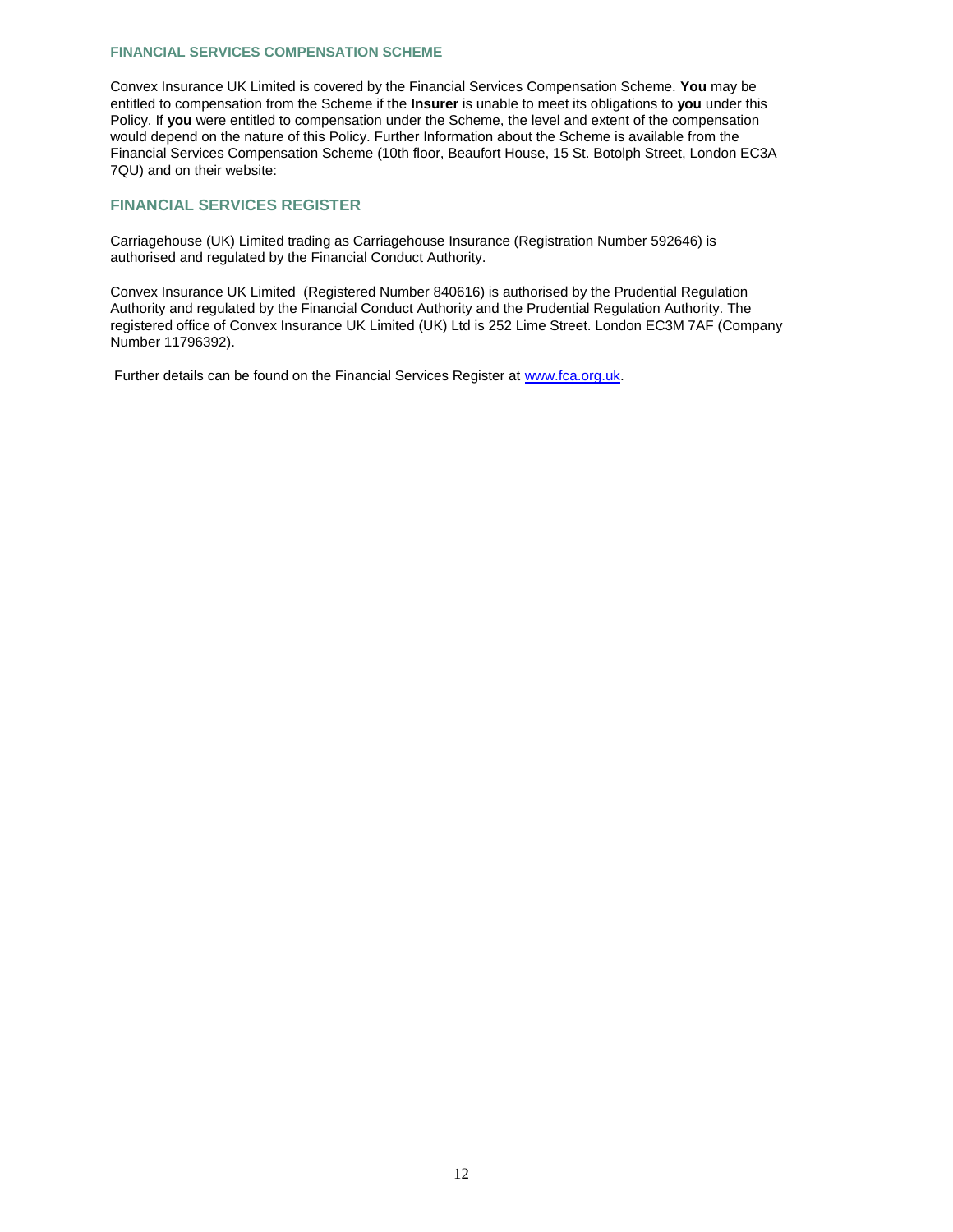## FINANCIAL SERVICES COMPENSATION SCHEME

Convex Insurance UK Limited is covered by the Financial Services Compensation Scheme. **You** may be entitled to compensation from the Scheme if the **Insurer** is unable to meet its obligations to **you** under this Policy. If **you** were entitled to compensation under the Scheme, the level and extent of the compensation would depend on the nature of this Policy. Further Information about the Scheme is available from the Financial Services Compensation Scheme (10th floor, Beaufort House, 15 St. Botolph Street, London EC3A 7QU) and on their website:

## FINANCIAL SERVICES REGISTER

Carriagehouse (UK) Limited trading as Carriagehouse Insurance (Registration Number 592646) is authorised and regulated by the Financial Conduct Authority.

Convex Insurance UK Limited (Registered Number 840616) is authorised by the Prudential Regulation Authority and regulated by the Financial Conduct Authority and the Prudential Regulation Authority. The registered office of Convex Insurance UK Limited (UK) Ltd is 252 Lime Street. London EC3M 7AF (Company Number 11796392).

Further details can be found on the Financial Services Register at www.fca.org.uk.